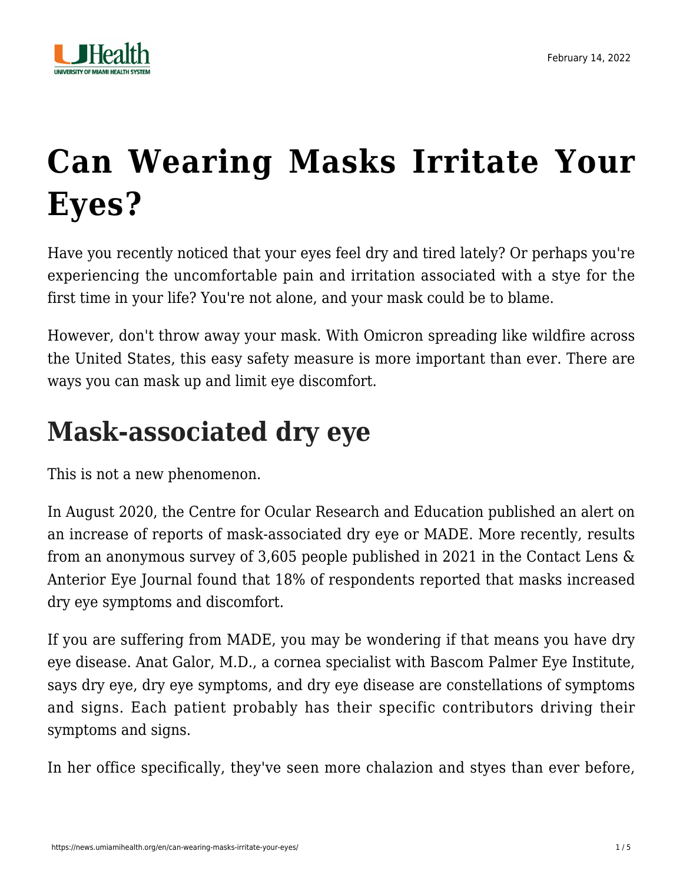February 14, 2022

# Can Wearing Masks Irritate Your Eyes?

Have you recently noticed that your eyes feel dry and tired lately? Or perhaps you're experiencing the uncomfortable pain and irritation associated with a stye for the first time in your life? You're not alone, and your mask could be to blame.

However, don't throw away your mask. With Omicron spreading like wildfire across the United States, this easy safety measure is more important than ever. There are ways you can mask up and limit eye discomfort.

## Mask-associated dry eye

This is not a new phenomenon.

In August 2020, the Centre for Ocular Research and Education published an alert on an increase of reports of mask-associated dry eye or MADE. More recently, results from an anonymous survey of 3,605 people published in 2021 in the Contact Lens & Anterior Eye Journal found that 18% of respondents reported that masks increased dry eye symptoms and discomfort.

If you are suffering from MADE, you may be wondering if that means you have dry eye disease. Anat Galor, M.D., a cornea specialist with Bascom Palmer Eye Institute, says dry eye, dry eye symptoms, and dry eye disease are constellations of symptoms and signs. Each patient probably has their specific contributors driving their symptoms and signs.

In her office specifically, they've seen more chalazion and styes than ever before,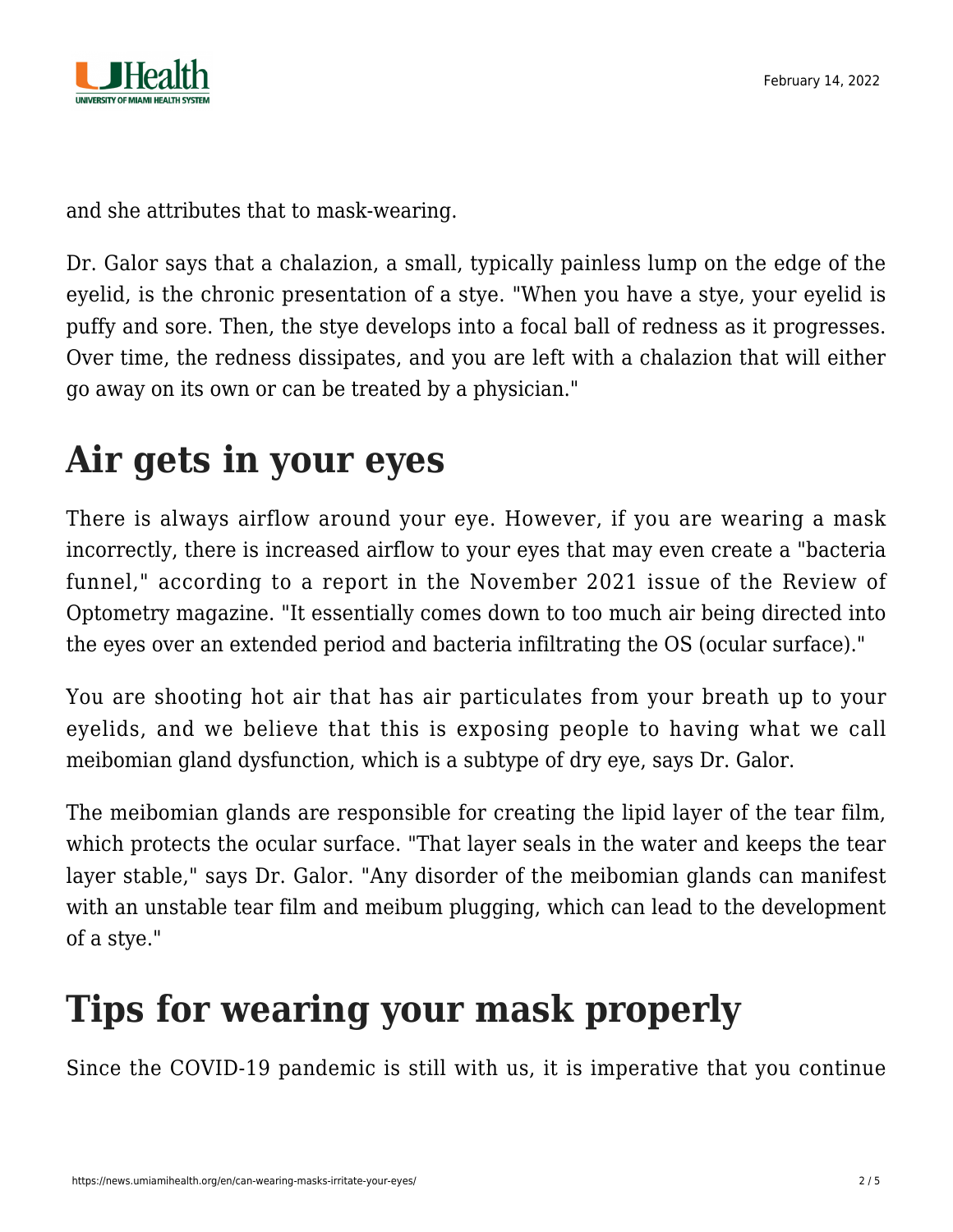and she attributes that to mask-wearing.

Dr. Galor says that a chalazion, a small, typically painless lump on the edge of the eyelid, is the chronic presentation of a stye. "When you have a stye, your eyelid is puffy and sore. Then, the stye develops into a focal ball of redness as it progresses. Over time, the redness dissipates, and you are left with a chalazion that will either go away on its own or can be treated by a physician."

## Air gets in your eyes

There is always airflow around your eye. However, if you are wearing a mask incorrectly, there is increased airflow to your eyes that may even create a "bacteria funnel," according to a report in the November 2021 issue of the Review of Optometry magazine. "It essentially comes down to too much air being directed into the eyes over an extended period and bacteria infiltrating the OS (ocular surface)."

You are shooting hot air that has air particulates from your breath up to your eyelids, and we believe that this is exposing people to having what we call meibomian gland dysfunction, which is a subtype of dry eye, says Dr. Galor.

The meibomian glands are responsible for creating the lipid layer of the tear film, which protects the ocular surface. "That layer seals in the water and keeps the tear layer stable," says Dr. Galor. "Any disorder of the meibomian glands can manifest with an unstable tear film and meibum plugging, which can lead to the development of a stye."

## Tips for wearing your mask properly

Since the COVID-19 pandemic is still with us, it is imperative that you continue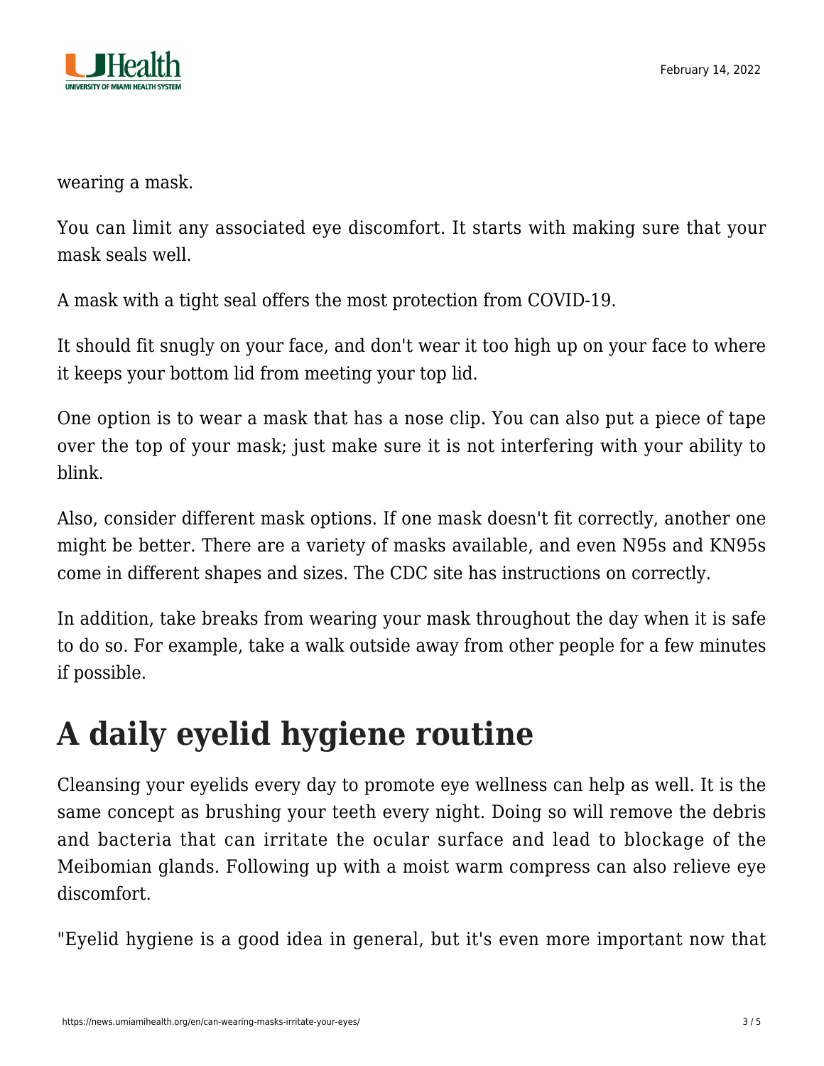wearing a mask.

You can limit any associated eye discomfort. It starts with making sure that your mask seals well.

A mask with a tight seal offers the most protection from COVID-19.

It should fit snugly on your face, and don't wear it too high up on your face to where it keeps your bottom lid from meeting your top lid.

One option is to wear a mask that has a nose clip. You can also put a piece of tape over the top of your mask; just make sure it is not interfering with your ability to blink.

Also, consider different mask options. If one mask doesn't fit correctly, another one might be better. There are a variety of masks available, and even N95s and KN95s come in different shapes and sizes. The CDC site has instructions on correctly.

In addition, take breaks from wearing your mask throughout the day when it is safe to do so. For example, take a walk outside away from other people for a few minutes if possible.

# A daily eyelid hygiene routine

Cleansing your eyelids every day to promote eye wellness can help as well. It is the same concept as brushing your teeth every night. Doing so will remove the debris and bacteria that can irritate the ocular surface and lead to blockage of the Meibomian glands. Following up with a moist warm compress can also relieve eye discomfort.

"Eyelid hygiene is a good idea in general, but it's even more important now that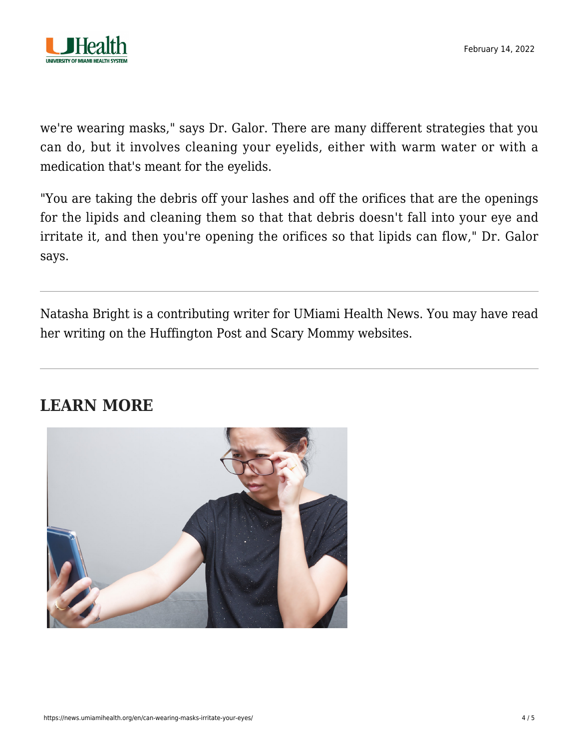we're wearing masks," says Dr. Galor. There are many different strategies that you can do, but it involves cleaning your eyelids, either with warm water or with a medication that's meant for the eyelids.

"You are taking the debris off your lashes and off the orifices that are the openings for the lipids and cleaning them so that that debris doesn't fall into your eye and irritate it, and then you're opening the orifices so that lipids can flow," Dr. Galor says.

---

Natasha Bright is a contributing writer for UMiami Health News. You may have read her writing on the Huffington Post and Scary Mommy websites.

---

## LEARN MORE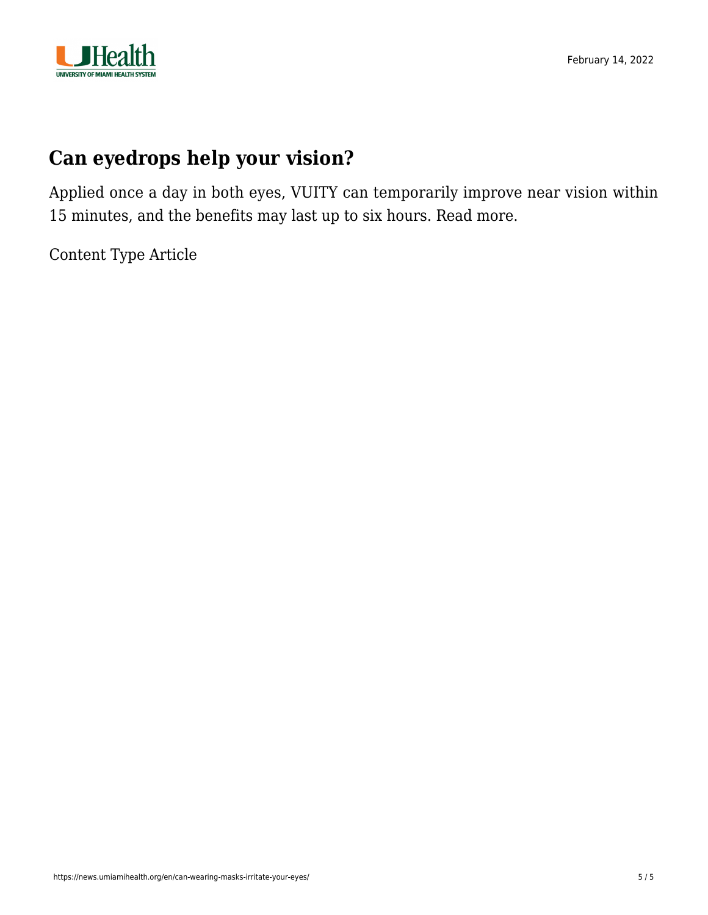## Can eyedrops help your vision?

Applied once a day in both eyes, VUITY can temporarily improve near vision within 15 minutes, and the benefits may last up to six hours. Read more.

Content Type Article